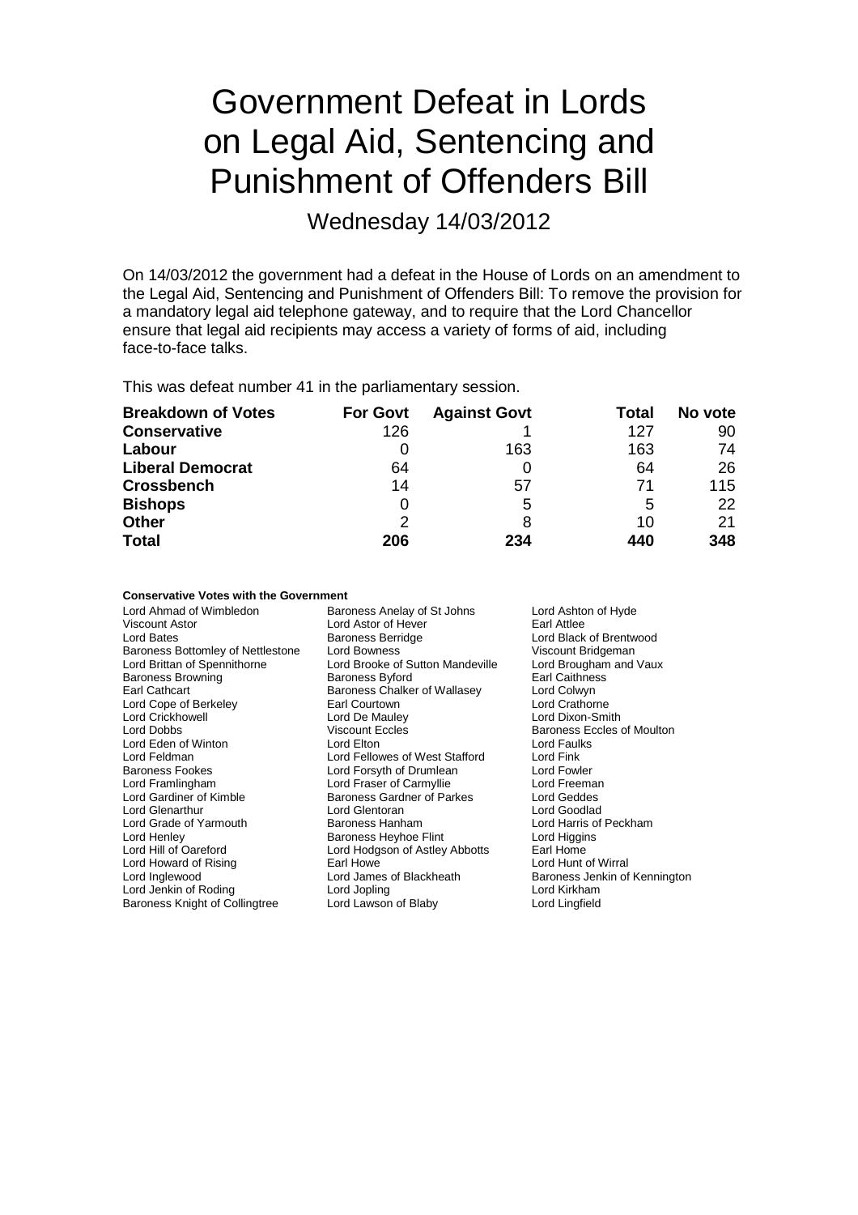# Government Defeat in Lords on Legal Aid, Sentencing and Punishment of Offenders Bill

Wednesday 14/03/2012

On 14/03/2012 the government had a defeat in the House of Lords on an amendment to the Legal Aid, Sentencing and Punishment of Offenders Bill: To remove the provision for a mandatory legal aid telephone gateway, and to require that the Lord Chancellor ensure that legal aid recipients may access a variety of forms of aid, including face-to-face talks.

This was defeat number 41 in the parliamentary session.

| Breakdown of Votes | For Govt | Against Govt | Total | No vote |
|---|---|---|---|---|
| **Conservative** | 126 | 1 | 127 | 90 |
| **Labour** | 0 | 163 | 163 | 74 |
| **Liberal Democrat** | 64 | 0 | 64 | 26 |
| **Crossbench** | 14 | 57 | 71 | 115 |
| **Bishops** | 0 | 5 | 5 | 22 |
| **Other** | 2 | 8 | 10 | 21 |
| **Total** | **206** | **234** | **440** | **348** |

**Conservative Votes with the Government**

Lord Ahmad of Wimbledon
Baroness Anelay of St Johns
Lord Ashton of Hyde
Viscount Astor
Lord Astor of Hever
Earl Attlee
Lord Bates
Baroness Berridge
Lord Black of Brentwood
Baroness Bottomley of Nettlestone
Lord Bowness
Viscount Bridgeman
Lord Brittan of Spennithorne
Lord Brooke of Sutton Mandeville
Lord Brougham and Vaux
Baroness Browning
Baroness Byford
Earl Caithness
Earl Cathcart
Baroness Chalker of Wallasey
Lord Colwyn
Lord Cope of Berkeley
Earl Courtown
Lord Crathorne
Lord Crickhowell
Lord De Mauley
Lord Dixon-Smith
Lord Dobbs
Viscount Eccles
Baroness Eccles of Moulton
Lord Eden of Winton
Lord Elton
Lord Faulks
Lord Feldman
Lord Fellowes of West Stafford
Lord Fink
Baroness Fookes
Lord Forsyth of Drumlean
Lord Fowler
Lord Framlingham
Lord Fraser of Carmyllie
Lord Freeman
Lord Gardiner of Kimble
Baroness Gardner of Parkes
Lord Geddes
Lord Glenarthur
Lord Glentoran
Lord Goodlad
Lord Grade of Yarmouth
Baroness Hanham
Lord Harris of Peckham
Lord Henley
Baroness Heyhoe Flint
Lord Higgins
Lord Hill of Oareford
Lord Hodgson of Astley Abbotts
Earl Home
Lord Howard of Rising
Earl Howe
Lord Hunt of Wirral
Lord Inglewood
Lord James of Blackheath
Baroness Jenkin of Kennington
Lord Jenkin of Roding
Lord Jopling
Lord Kirkham
Baroness Knight of Collingtree
Lord Lawson of Blaby
Lord Lingfield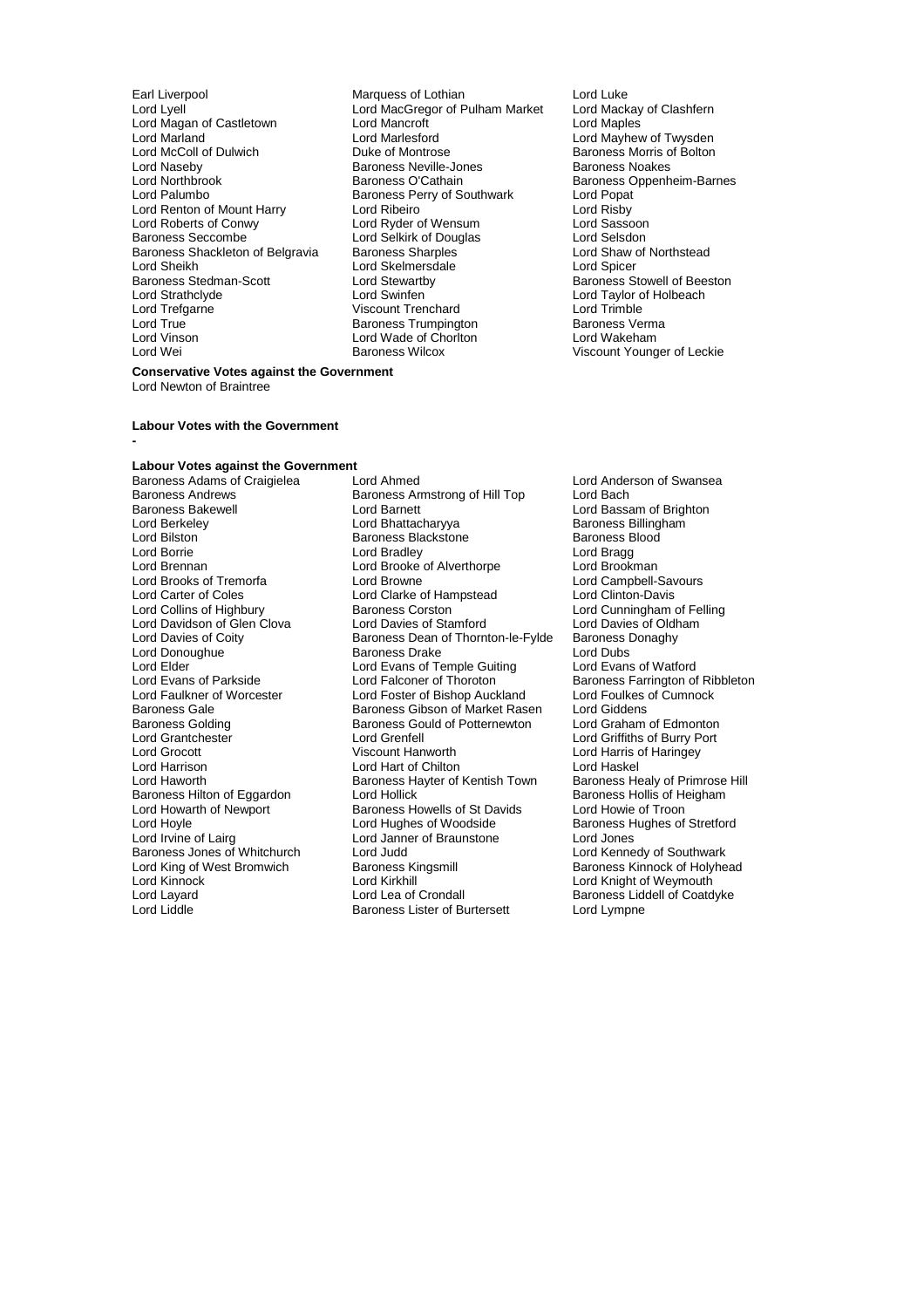Earl Liverpool
Marquess of Lothian
Lord Luke
Lord Lyell
Lord MacGregor of Pulham Market
Lord Mackay of Clashfern
Lord Magan of Castletown
Lord Mancroft
Lord Maples
Lord Marland
Lord Marlesford
Lord Mayhew of Twysden
Lord McColl of Dulwich
Duke of Montrose
Baroness Morris of Bolton
Lord Naseby
Baroness Neville-Jones
Baroness Noakes
Lord Northbrook
Baroness O'Cathain
Baroness Oppenheim-Barnes
Lord Palumbo
Baroness Perry of Southwark
Lord Popat
Lord Renton of Mount Harry
Lord Ribeiro
Lord Risby
Lord Roberts of Conwy
Lord Ryder of Wensum
Lord Sassoon
Baroness Seccombe
Lord Selkirk of Douglas
Lord Selsdon
Baroness Shackleton of Belgravia
Baroness Sharples
Lord Shaw of Northstead
Lord Sheikh
Lord Skelmersdale
Lord Spicer
Baroness Stedman-Scott
Lord Stewartby
Baroness Stowell of Beeston
Lord Strathclyde
Lord Swinfen
Lord Taylor of Holbeach
Lord Trefgarne
Viscount Trenchard
Lord Trimble
Lord True
Baroness Trumpington
Baroness Verma
Lord Vinson
Lord Wade of Chorlton
Lord Wakeham
Lord Wei
Baroness Wilcox
Viscount Younger of Leckie

**Conservative Votes against the Government**

Lord Newton of Braintree

**Labour Votes with the Government**

-

**Labour Votes against the Government**

Baroness Adams of Craigielea
Lord Ahmed
Lord Anderson of Swansea
Baroness Andrews
Baroness Armstrong of Hill Top
Lord Bach
Baroness Bakewell
Lord Barnett
Lord Bassam of Brighton
Lord Berkeley
Lord Bhattacharyya
Baroness Billingham
Lord Bilston
Baroness Blackstone
Baroness Blood
Lord Borrie
Lord Bradley
Lord Bragg
Lord Brennan
Lord Brooke of Alverthorpe
Lord Brookman
Lord Brooks of Tremorfa
Lord Browne
Lord Campbell-Savours
Lord Carter of Coles
Lord Clarke of Hampstead
Lord Clinton-Davis
Lord Collins of Highbury
Baroness Corston
Lord Cunningham of Felling
Lord Davidson of Glen Clova
Lord Davies of Stamford
Lord Davies of Oldham
Lord Davies of Coity
Baroness Dean of Thornton-le-Fylde
Baroness Donaghy
Lord Donoughue
Baroness Drake
Lord Dubs
Lord Elder
Lord Evans of Temple Guiting
Lord Evans of Watford
Lord Evans of Parkside
Lord Falconer of Thoroton
Baroness Farrington of Ribbleton
Lord Faulkner of Worcester
Lord Foster of Bishop Auckland
Lord Foulkes of Cumnock
Baroness Gale
Baroness Gibson of Market Rasen
Lord Giddens
Baroness Golding
Baroness Gould of Potternewton
Lord Graham of Edmonton
Lord Grantchester
Lord Grenfell
Lord Griffiths of Burry Port
Lord Grocott
Viscount Hanworth
Lord Harris of Haringey
Lord Harrison
Lord Hart of Chilton
Lord Haskel
Lord Haworth
Baroness Hayter of Kentish Town
Baroness Healy of Primrose Hill
Baroness Hilton of Eggardon
Lord Hollick
Baroness Hollis of Heigham
Lord Howarth of Newport
Baroness Howells of St Davids
Lord Howie of Troon
Lord Hoyle
Lord Hughes of Woodside
Baroness Hughes of Stretford
Lord Irvine of Lairg
Lord Janner of Braunstone
Lord Jones
Baroness Jones of Whitchurch
Lord Judd
Lord Kennedy of Southwark
Lord King of West Bromwich
Baroness Kingsmill
Baroness Kinnock of Holyhead
Lord Kinnock
Lord Kirkhill
Lord Knight of Weymouth
Lord Layard
Lord Lea of Crondall
Baroness Liddell of Coatdyke
Lord Liddle
Baroness Lister of Burtersett
Lord Lympne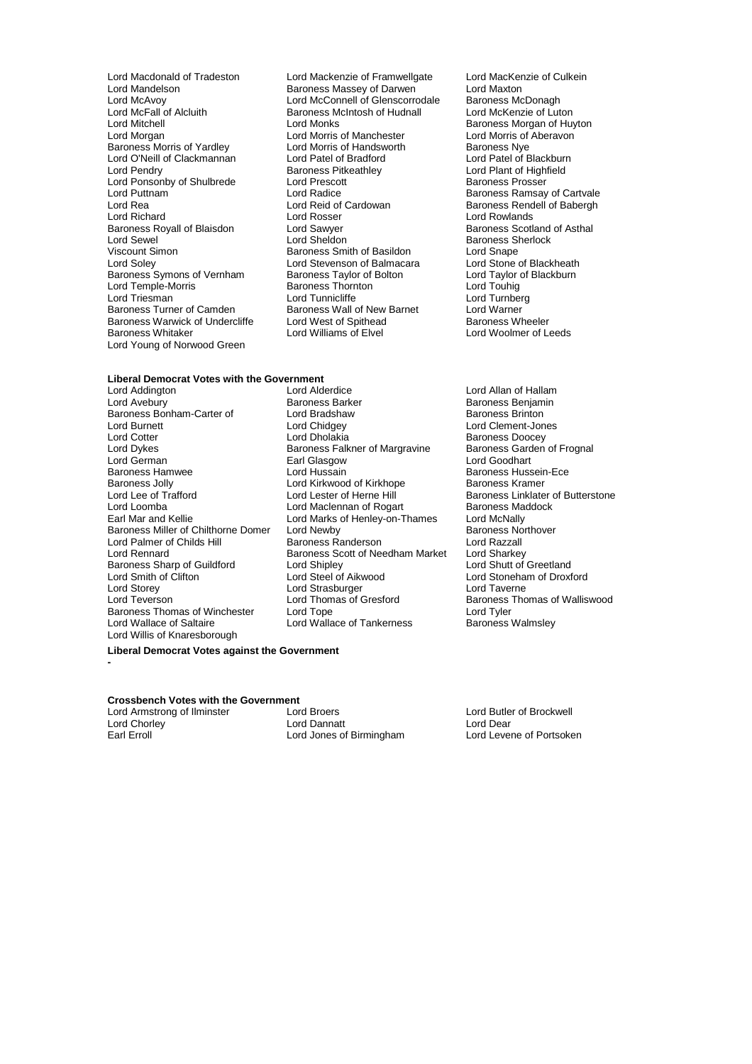Lord Macdonald of Tradeston, Lord Mackenzie of Framwellgate, Lord MacKenzie of Culkein, Lord Mandelson, Baroness Massey of Darwen, Lord Maxton, Lord McAvoy, Lord McConnell of Glenscorrodale, Baroness McDonagh, Lord McFall of Alcluith, Baroness McIntosh of Hudnall, Lord McKenzie of Luton, Lord Mitchell, Lord Monks, Baroness Morgan of Huyton, Lord Morgan, Lord Morris of Manchester, Lord Morris of Aberavon, Baroness Morris of Yardley, Lord Morris of Handsworth, Baroness Nye, Lord O'Neill of Clackmannan, Lord Patel of Bradford, Lord Patel of Blackburn, Lord Pendry, Baroness Pitkeathley, Lord Plant of Highfield, Lord Ponsonby of Shulbrede, Lord Prescott, Baroness Prosser, Lord Puttnam, Lord Radice, Baroness Ramsay of Cartvale, Lord Rea, Lord Reid of Cardowan, Baroness Rendell of Babergh, Lord Richard, Lord Rosser, Lord Rowlands, Baroness Royall of Blaisdon, Lord Sawyer, Baroness Scotland of Asthal, Lord Sewel, Lord Sheldon, Baroness Sherlock, Viscount Simon, Baroness Smith of Basildon, Lord Snape, Lord Soley, Lord Stevenson of Balmacara, Lord Stone of Blackheath, Baroness Symons of Vernham, Baroness Taylor of Bolton, Lord Taylor of Blackburn, Lord Temple-Morris, Baroness Thornton, Lord Touhig, Lord Triesman, Lord Tunnicliffe, Lord Turnberg, Baroness Turner of Camden, Baroness Wall of New Barnet, Lord Warner, Baroness Warwick of Undercliffe, Lord West of Spithead, Baroness Wheeler, Baroness Whitaker, Lord Williams of Elvel, Lord Woolmer of Leeds, Lord Young of Norwood Green

**Liberal Democrat Votes with the Government**

Lord Addington, Lord Alderdice, Lord Allan of Hallam, Lord Avebury, Baroness Barker, Baroness Benjamin, Baroness Bonham-Carter of, Lord Bradshaw, Baroness Brinton, Lord Burnett, Lord Chidgey, Lord Clement-Jones, Lord Cotter, Lord Dholakia, Baroness Doocey, Lord Dykes, Baroness Falkner of Margravine, Baroness Garden of Frognal, Lord German, Earl Glasgow, Lord Goodhart, Baroness Hamwee, Lord Hussain, Baroness Hussein-Ece, Baroness Jolly, Lord Kirkwood of Kirkhope, Baroness Kramer, Lord Lee of Trafford, Lord Lester of Herne Hill, Baroness Linklater of Butterstone, Lord Loomba, Lord Maclennan of Rogart, Baroness Maddock, Earl Mar and Kellie, Lord Marks of Henley-on-Thames, Lord McNally, Baroness Miller of Chilthorne Domer, Lord Newby, Baroness Northover, Lord Palmer of Childs Hill, Baroness Randerson, Lord Razzall, Lord Rennard, Baroness Scott of Needham Market, Lord Sharkey, Baroness Sharp of Guildford, Lord Shipley, Lord Shutt of Greetland, Lord Smith of Clifton, Lord Steel of Aikwood, Lord Stoneham of Droxford, Lord Storey, Lord Strasburger, Lord Taverne, Lord Teverson, Lord Thomas of Gresford, Baroness Thomas of Walliswood, Baroness Thomas of Winchester, Lord Tope, Lord Tyler, Lord Wallace of Saltaire, Lord Wallace of Tankerness, Baroness Walmsley, Lord Willis of Knaresborough

**Liberal Democrat Votes against the Government**

-

**Crossbench Votes with the Government**

Lord Armstrong of Ilminster, Lord Broers, Lord Butler of Brockwell, Lord Chorley, Lord Dannatt, Lord Dear, Earl Erroll, Lord Jones of Birmingham, Lord Levene of Portsoken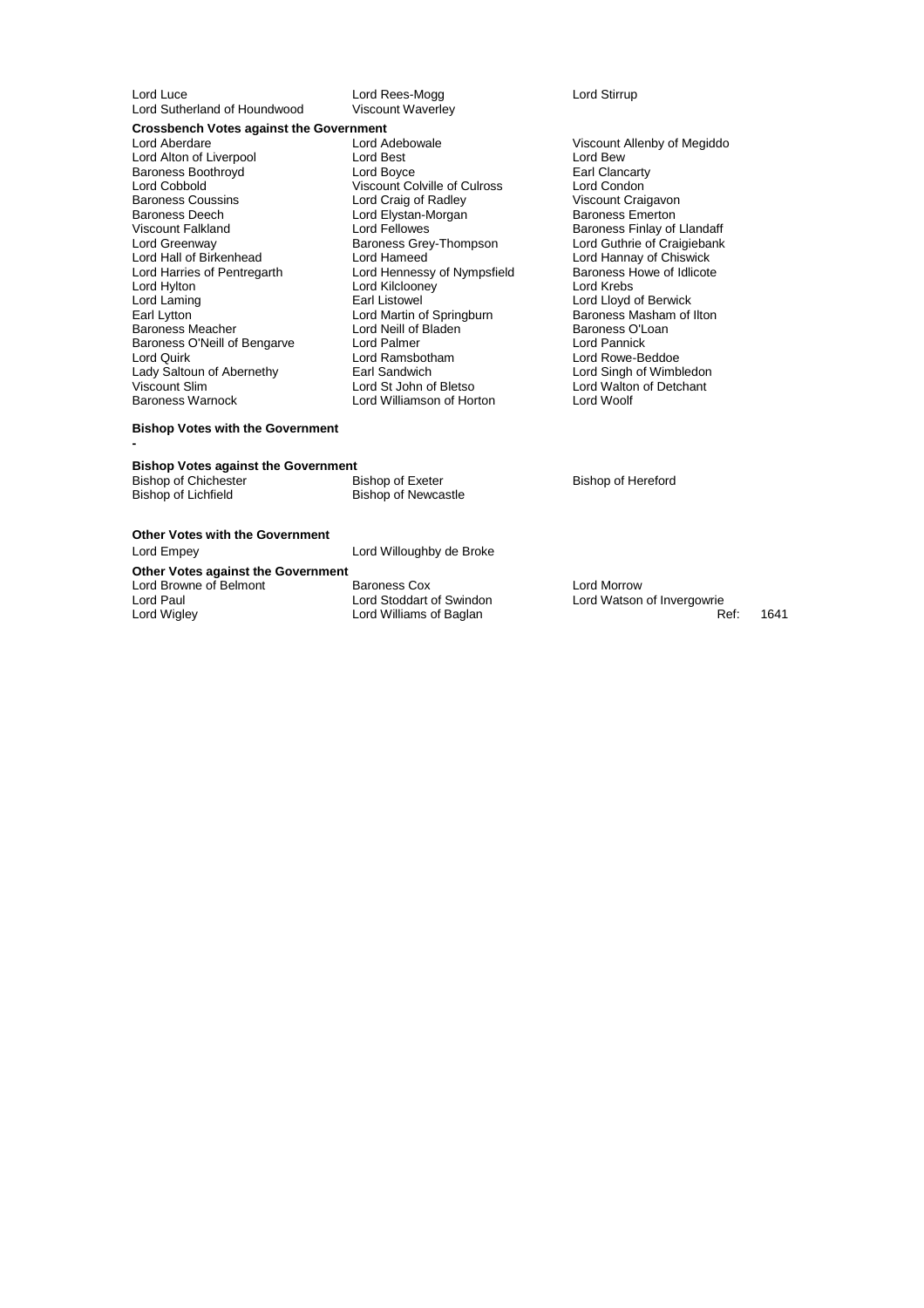Lord Luce
Lord Sutherland of Houndwood
Lord Rees-Mogg
Viscount Waverley
Lord Stirrup

**Crossbench Votes against the Government**

Lord Aberdare
Lord Adebowale
Viscount Allenby of Megiddo
Lord Alton of Liverpool
Lord Best
Lord Bew
Baroness Boothroyd
Lord Boyce
Earl Clancarty
Lord Cobbold
Viscount Colville of Culross
Lord Condon
Baroness Coussins
Lord Craig of Radley
Viscount Craigavon
Baroness Deech
Lord Elystan-Morgan
Baroness Emerton
Viscount Falkland
Lord Fellowes
Baroness Finlay of Llandaff
Lord Greenway
Baroness Grey-Thompson
Lord Guthrie of Craigiebank
Lord Hall of Birkenhead
Lord Hameed
Lord Hannay of Chiswick
Lord Harries of Pentregarth
Lord Hennessy of Nympsfield
Baroness Howe of Idlicote
Lord Hylton
Lord Kilclooney
Lord Krebs
Lord Laming
Earl Listowel
Lord Lloyd of Berwick
Earl Lytton
Lord Martin of Springburn
Baroness Masham of Ilton
Baroness Meacher
Lord Neill of Bladen
Baroness O'Loan
Baroness O'Neill of Bengarve
Lord Palmer
Lord Pannick
Lord Quirk
Lord Ramsbotham
Lord Rowe-Beddoe
Lady Saltoun of Abernethy
Earl Sandwich
Lord Singh of Wimbledon
Viscount Slim
Lord St John of Bletso
Lord Walton of Detchant
Baroness Warnock
Lord Williamson of Horton
Lord Woolf

**Bishop Votes with the Government**

-

**Bishop Votes against the Government**

Bishop of Chichester
Bishop of Exeter
Bishop of Hereford
Bishop of Lichfield
Bishop of Newcastle

**Other Votes with the Government**

Lord Empey
Lord Willoughby de Broke

**Other Votes against the Government**

Lord Browne of Belmont
Baroness Cox
Lord Morrow
Lord Paul
Lord Stoddart of Swindon
Lord Watson of Invergowrie
Lord Wigley
Lord Williams of Baglan

Ref: 1641